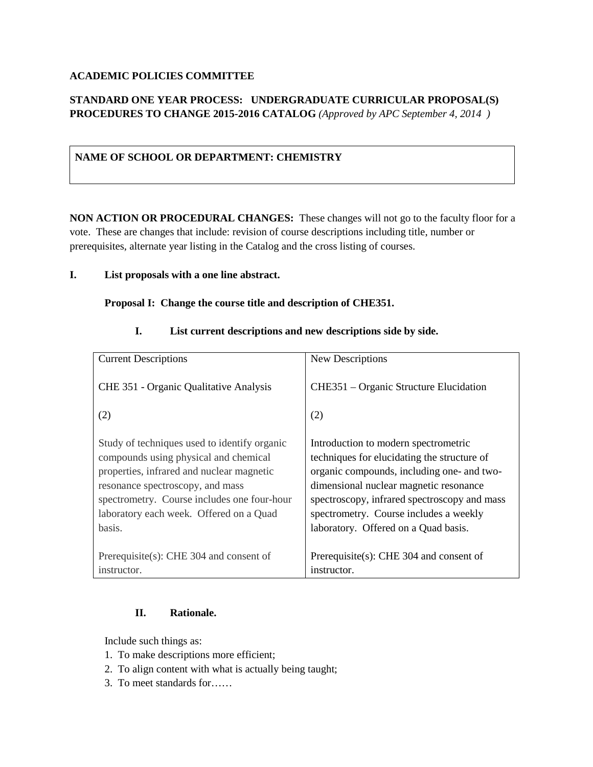**ACADEMIC POLICIES COMMITTEE**

**STANDARD ONE YEAR PROCESS: UNDERGRADUATE CURRICULAR PROPOSAL(S) PROCEDURES TO CHANGE 2015-2016 CATALOG** *(Approved by APC September 4, 2014 )*

| **NAME OF SCHOOL OR DEPARTMENT: CHEMISTRY** |
|---|

**NON ACTION OR PROCEDURAL CHANGES:** These changes will not go to the faculty floor for a vote. These are changes that include: revision of course descriptions including title, number or prerequisites, alternate year listing in the Catalog and the cross listing of courses.

**I. List proposals with a one line abstract.**

**Proposal I: Change the course title and description of CHE351.**

**I. List current descriptions and new descriptions side by side.**

| Current Descriptions | New Descriptions |
|---|---|
| CHE 351 - Organic Qualitative Analysis | CHE351 – Organic Structure Elucidation |
| (2) | (2) |
| Study of techniques used to identify organic compounds using physical and chemical properties, infrared and nuclear magnetic resonance spectroscopy, and mass spectrometry. Course includes one four-hour laboratory each week. Offered on a Quad basis. | Introduction to modern spectrometric techniques for elucidating the structure of organic compounds, including one- and two-dimensional nuclear magnetic resonance spectroscopy, infrared spectroscopy and mass spectrometry. Course includes a weekly laboratory. Offered on a Quad basis. |
| Prerequisite(s): CHE 304 and consent of instructor. | Prerequisite(s): CHE 304 and consent of instructor. |

**II. Rationale.**

Include such things as:

1. To make descriptions more efficient;
2. To align content with what is actually being taught;
3. To meet standards for……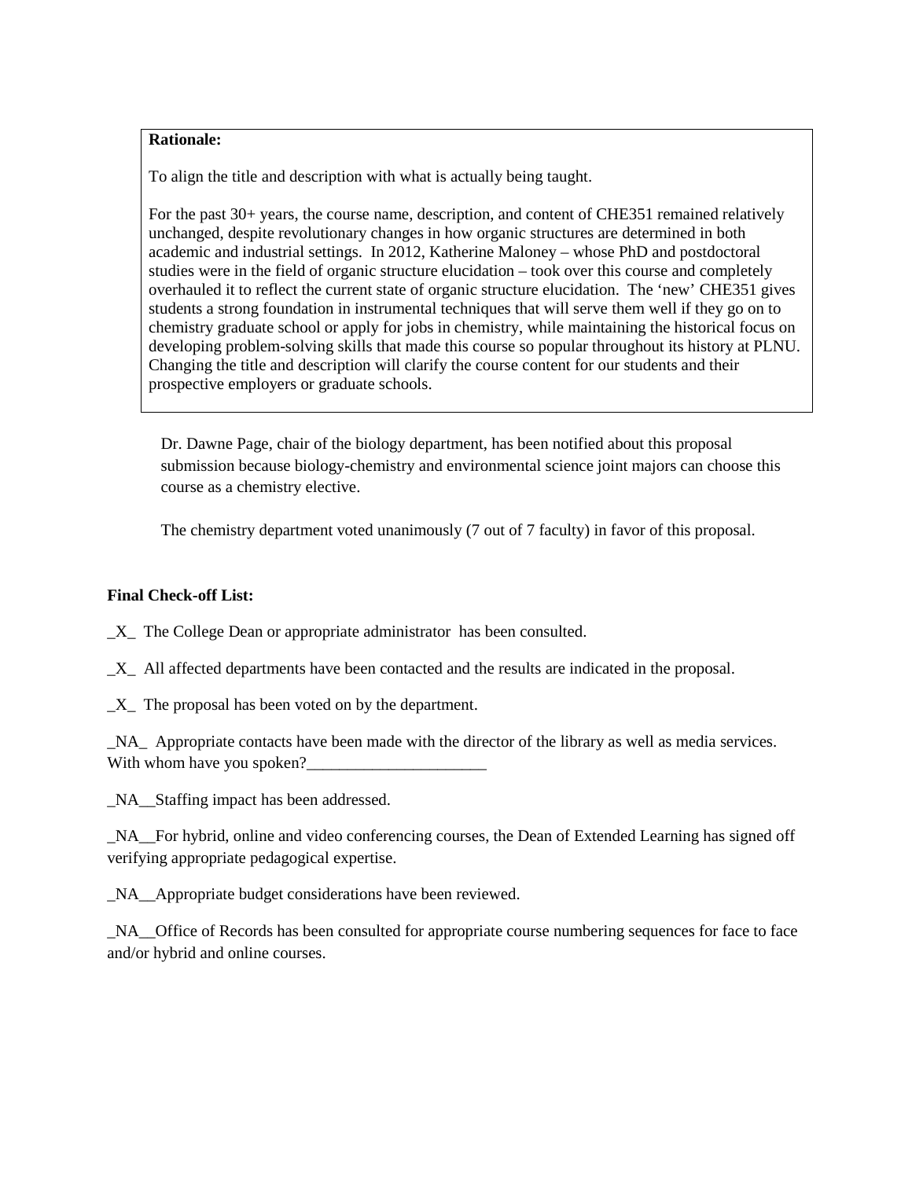**Rationale:**

To align the title and description with what is actually being taught.

For the past 30+ years, the course name, description, and content of CHE351 remained relatively unchanged, despite revolutionary changes in how organic structures are determined in both academic and industrial settings. In 2012, Katherine Maloney – whose PhD and postdoctoral studies were in the field of organic structure elucidation – took over this course and completely overhauled it to reflect the current state of organic structure elucidation. The 'new' CHE351 gives students a strong foundation in instrumental techniques that will serve them well if they go on to chemistry graduate school or apply for jobs in chemistry, while maintaining the historical focus on developing problem-solving skills that made this course so popular throughout its history at PLNU. Changing the title and description will clarify the course content for our students and their prospective employers or graduate schools.

Dr. Dawne Page, chair of the biology department, has been notified about this proposal submission because biology-chemistry and environmental science joint majors can choose this course as a chemistry elective.

The chemistry department voted unanimously (7 out of 7 faculty) in favor of this proposal.

**Final Check-off List:**

_X_ The College Dean or appropriate administrator has been consulted.

_X_ All affected departments have been contacted and the results are indicated in the proposal.

_X_ The proposal has been voted on by the department.

_NA_ Appropriate contacts have been made with the director of the library as well as media services. With whom have you spoken?______________________

_NA__Staffing impact has been addressed.

_NA__For hybrid, online and video conferencing courses, the Dean of Extended Learning has signed off verifying appropriate pedagogical expertise.

_NA__Appropriate budget considerations have been reviewed.

_NA__Office of Records has been consulted for appropriate course numbering sequences for face to face and/or hybrid and online courses.